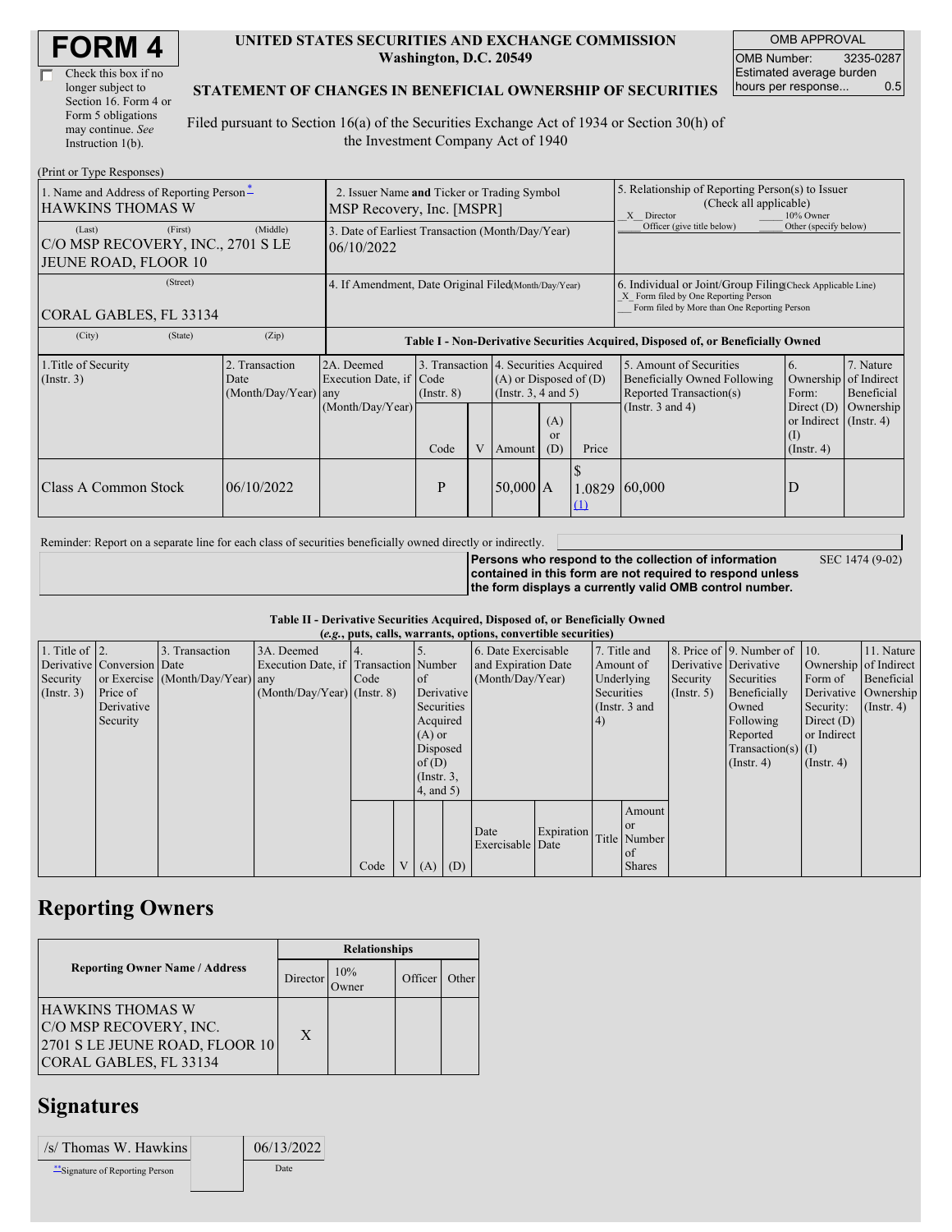# FORM 4

☐ Check this box if no longer subject to Section 16. Form 4 or Form 5 obligations may continue. *See* Instruction 1(b).

**UNITED STATES SECURITIES AND EXCHANGE COMMISSION**
**Washington, D.C. 20549**

**STATEMENT OF CHANGES IN BENEFICIAL OWNERSHIP OF SECURITIES**

Filed pursuant to Section 16(a) of the Securities Exchange Act of 1934 or Section 30(h) of the Investment Company Act of 1940

| OMB APPROVAL | |
|---|---|
| OMB Number: | 3235-0287 |
| Estimated average burden hours per response... | 0.5 |

(Print or Type Responses)

| | | |
|---|---|---|
| 1. Name and Address of Reporting Person* HAWKINS THOMAS W | 2. Issuer Name **and** Ticker or Trading Symbol MSP Recovery, Inc. [MSPR] | 5. Relationship of Reporting Person(s) to Issuer (Check all applicable) _X_ Director ___ 10% Owner ___ Officer (give title below) ___ Other (specify below) |
| (Last) (First) (Middle) C/O MSP RECOVERY, INC., 2701 S LE JEUNE ROAD, FLOOR 10 | 3. Date of Earliest Transaction (Month/Day/Year) 06/10/2022 | |
| (Street) CORAL GABLES, FL 33134 | 4. If Amendment, Date Original Filed(Month/Day/Year) | 6. Individual or Joint/Group Filing(Check Applicable Line) _X_ Form filed by One Reporting Person ___ Form filed by More than One Reporting Person |
| (City) (State) (Zip) | | |

**Table I - Non-Derivative Securities Acquired, Disposed of, or Beneficially Owned**

| 1.Title of Security (Instr. 3) | 2. Transaction Date (Month/Day/Year) | 2A. Deemed Execution Date, if any (Month/Day/Year) | 3. Transaction Code (Instr. 8) | | 4. Securities Acquired (A) or Disposed of (D) (Instr. 3, 4 and 5) | | | 5. Amount of Securities Beneficially Owned Following Reported Transaction(s) (Instr. 3 and 4) | 6. Ownership Form: Direct (D) or Indirect (I) (Instr. 4) | 7. Nature of Indirect Beneficial Ownership (Instr. 4) |
|---|---|---|---|---|---|---|---|---|---|---|
| | | | Code | V | Amount | (A) or (D) | Price | | | |
| Class A Common Stock | 06/10/2022 | | P | | 50,000 | A | $ 1.0829 (1) | 60,000 | D | |

Reminder: Report on a separate line for each class of securities beneficially owned directly or indirectly.

**Persons who respond to the collection of information contained in this form are not required to respond unless the form displays a currently valid OMB control number.** SEC 1474 (9-02)

**Table II - Derivative Securities Acquired, Disposed of, or Beneficially Owned**
**(*e.g.*, puts, calls, warrants, options, convertible securities)**

| 1. Title of Derivative Security (Instr. 3) | 2. Conversion or Exercise Price of Derivative Security | 3. Transaction Date (Month/Day/Year) | 3A. Deemed Execution Date, if any (Month/Day/Year) | 4. Transaction Code (Instr. 8) | | 5. Number of Derivative Securities Acquired (A) or Disposed of (D) (Instr. 3, 4, and 5) | | 6. Date Exercisable and Expiration Date (Month/Day/Year) | | 7. Title and Amount of Underlying Securities (Instr. 3 and 4) | | 8. Price of Derivative Security (Instr. 5) | 9. Number of Derivative Securities Beneficially Owned Following Reported Transaction(s) (Instr. 4) | 10. Ownership Form of Derivative Security: Direct (D) or Indirect (I) (Instr. 4) | 11. Nature of Indirect Beneficial Ownership (Instr. 4) |
|---|---|---|---|---|---|---|---|---|---|---|---|---|---|---|---|
| | | | | Code | V | (A) | (D) | Date Exercisable | Expiration Date | Title | Amount or Number of Shares | | | | |

## Reporting Owners

| Reporting Owner Name / Address | Relationships | | | |
|---|---|---|---|---|
| | Director | 10% Owner | Officer | Other |
| HAWKINS THOMAS W C/O MSP RECOVERY, INC. 2701 S LE JEUNE ROAD, FLOOR 10 CORAL GABLES, FL 33134 | X | | | |

## Signatures

| /s/ Thomas W. Hawkins | 06/13/2022 |
|---|---|
| **Signature of Reporting Person | Date |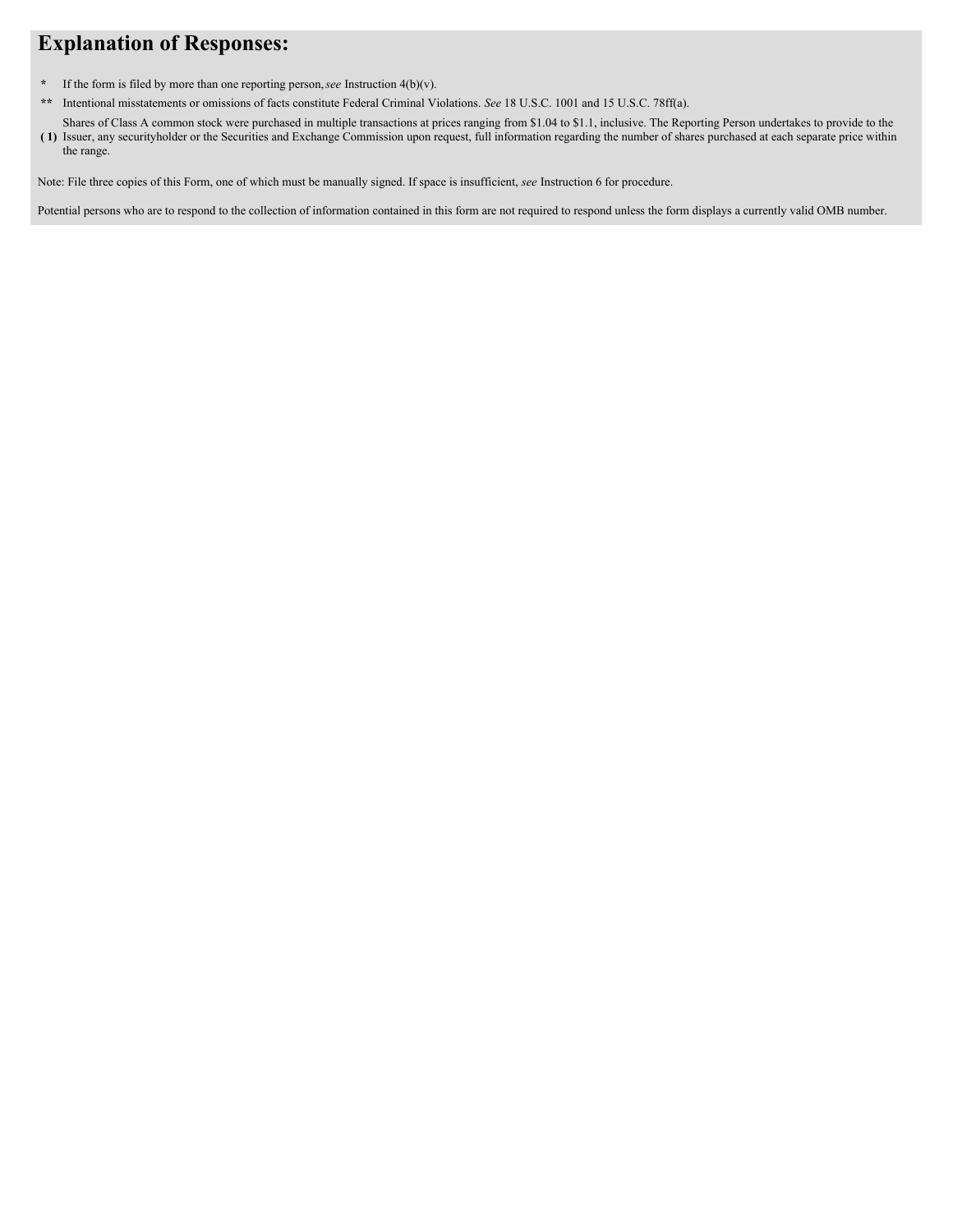# Explanation of Responses:

\* If the form is filed by more than one reporting person, *see* Instruction 4(b)(v).

\*\* Intentional misstatements or omissions of facts constitute Federal Criminal Violations. *See* 18 U.S.C. 1001 and 15 U.S.C. 78ff(a).

**( 1)** Shares of Class A common stock were purchased in multiple transactions at prices ranging from $1.04 to $1.1, inclusive. The Reporting Person undertakes to provide to the Issuer, any securityholder or the Securities and Exchange Commission upon request, full information regarding the number of shares purchased at each separate price within the range.

Note: File three copies of this Form, one of which must be manually signed. If space is insufficient, *see* Instruction 6 for procedure.

Potential persons who are to respond to the collection of information contained in this form are not required to respond unless the form displays a currently valid OMB number.